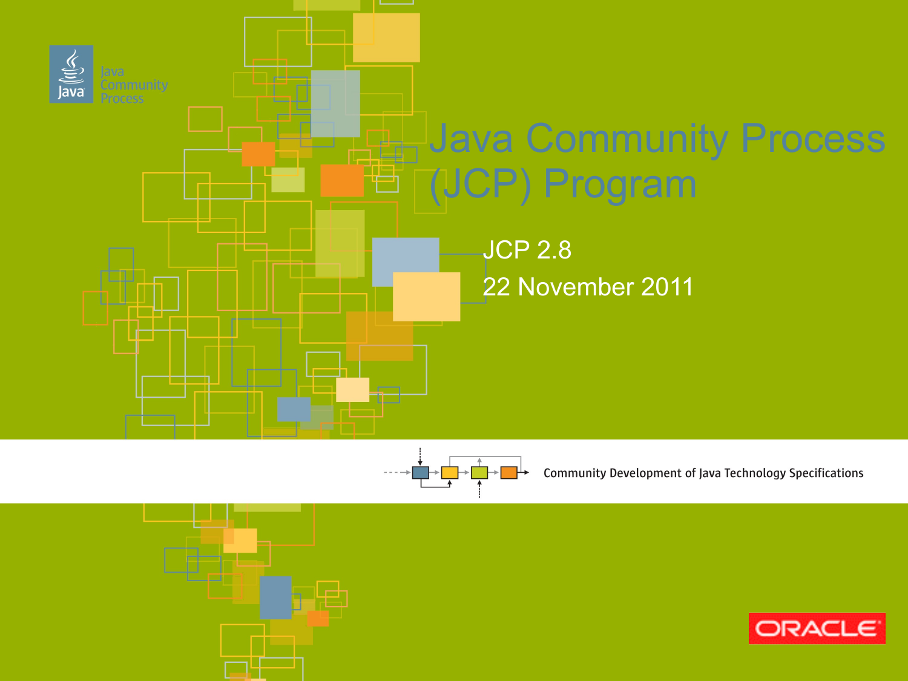# Java Community Process (JCP) Program

JCP 2.8

22 November 2011

Community Development of Java Technology Specifications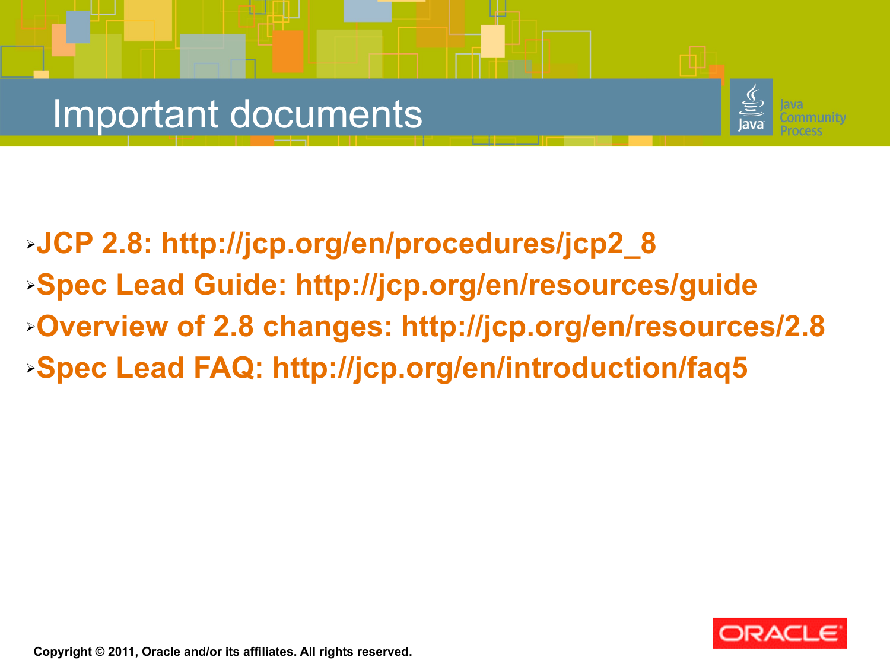# Important documents

- **JCP 2.8: http://jcp.org/en/procedures/jcp2_8**
- **Spec Lead Guide: http://jcp.org/en/resources/guide**
- **Overview of 2.8 changes: http://jcp.org/en/resources/2.8**
- **Spec Lead FAQ: http://jcp.org/en/introduction/faq5**

**Copyright © 2011, Oracle and/or its affiliates. All rights reserved.**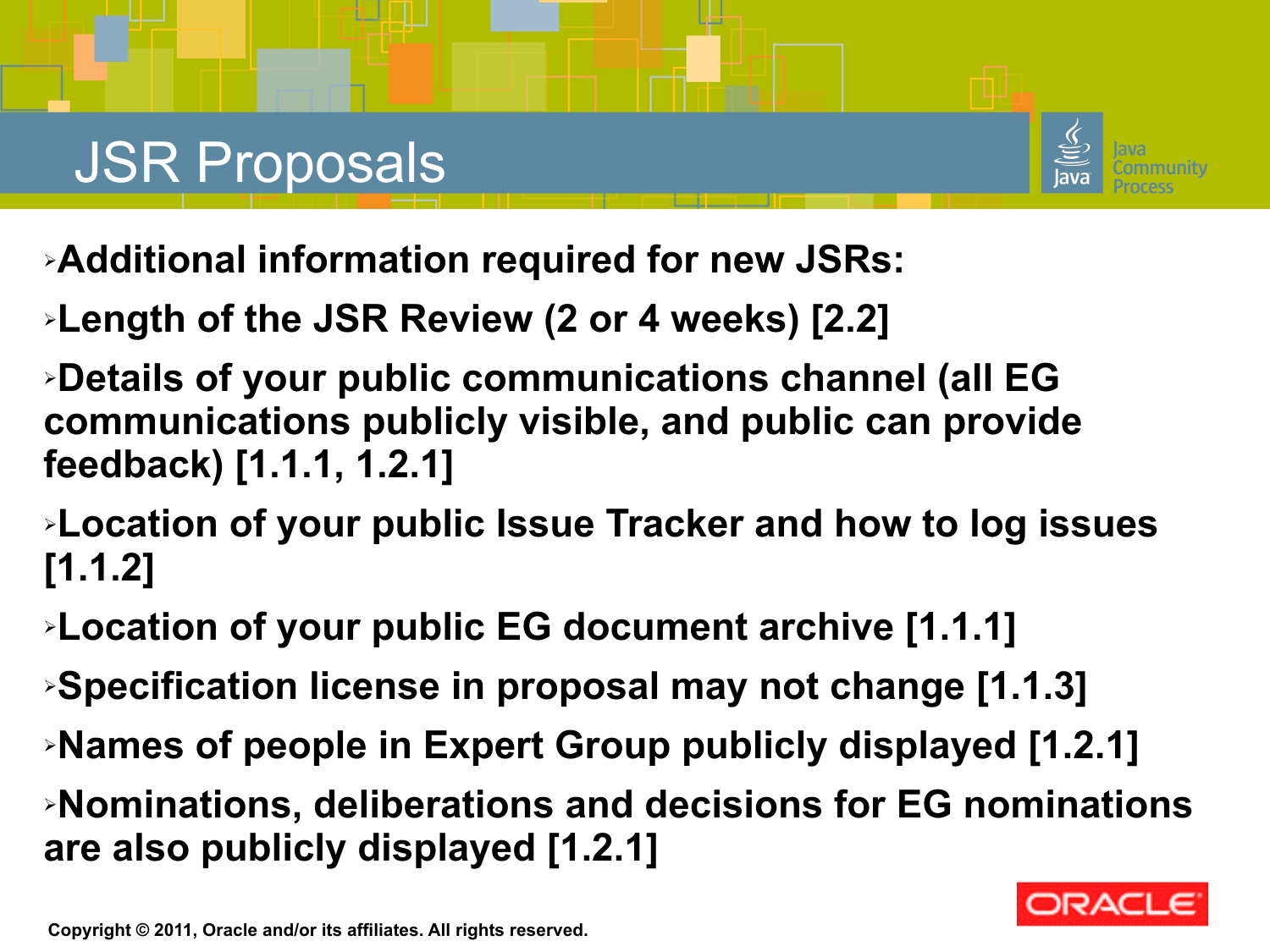# JSR Proposals

- **Additional information required for new JSRs:**
- **Length of the JSR Review (2 or 4 weeks) [2.2]**
- **Details of your public communications channel (all EG communications publicly visible, and public can provide feedback) [1.1.1, 1.2.1]**
- **Location of your public Issue Tracker and how to log issues [1.1.2]**
- **Location of your public EG document archive [1.1.1]**
- **Specification license in proposal may not change [1.1.3]**
- **Names of people in Expert Group publicly displayed [1.2.1]**
- **Nominations, deliberations and decisions for EG nominations are also publicly displayed [1.2.1]**

**Copyright © 2011, Oracle and/or its affiliates. All rights reserved.**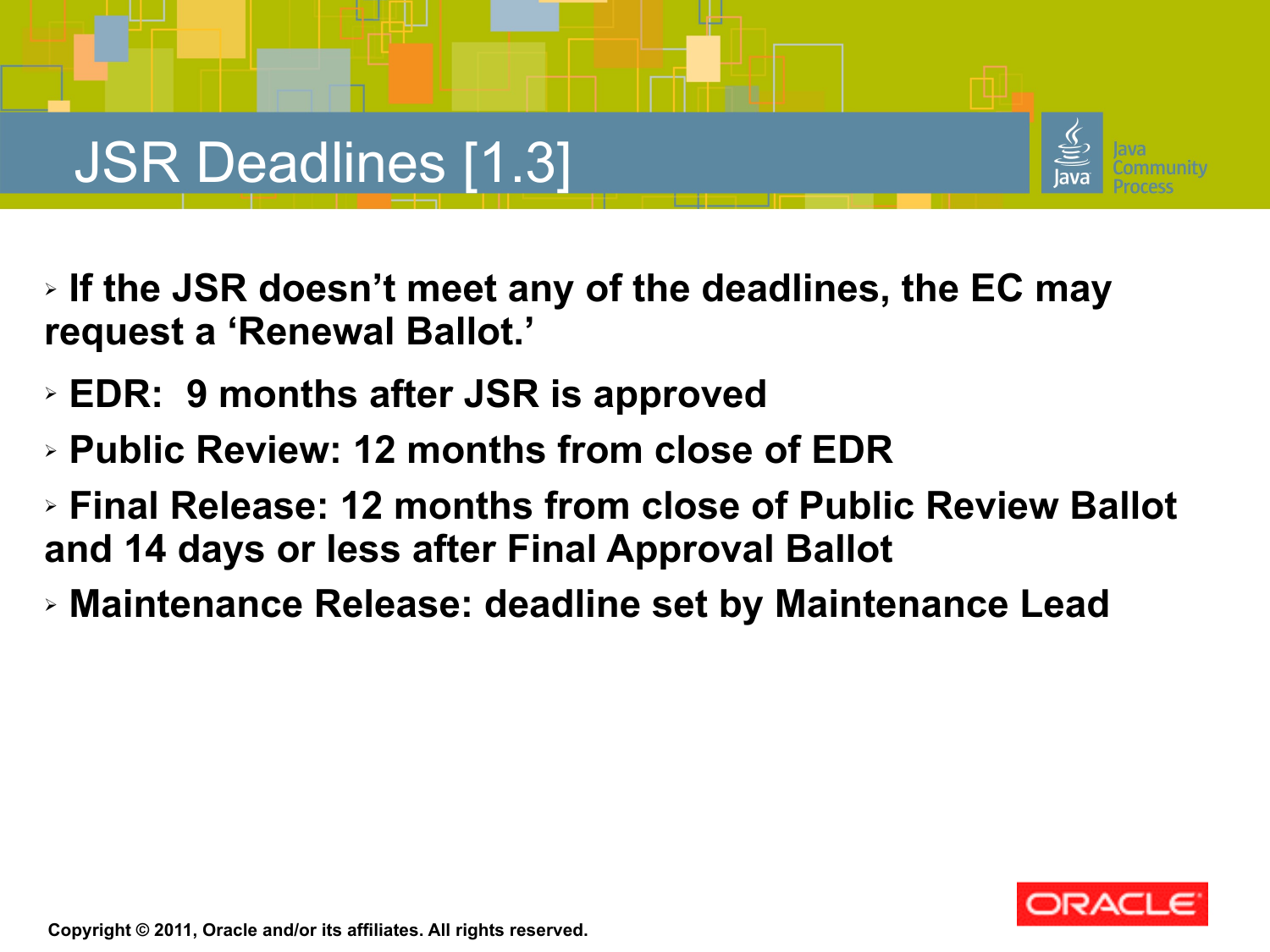# JSR Deadlines [1.3]

- **If the JSR doesn't meet any of the deadlines, the EC may request a 'Renewal Ballot.'**
- **EDR: 9 months after JSR is approved**
- **Public Review: 12 months from close of EDR**
- **Final Release: 12 months from close of Public Review Ballot and 14 days or less after Final Approval Ballot**
- **Maintenance Release: deadline set by Maintenance Lead**

Copyright © 2011, Oracle and/or its affiliates. All rights reserved.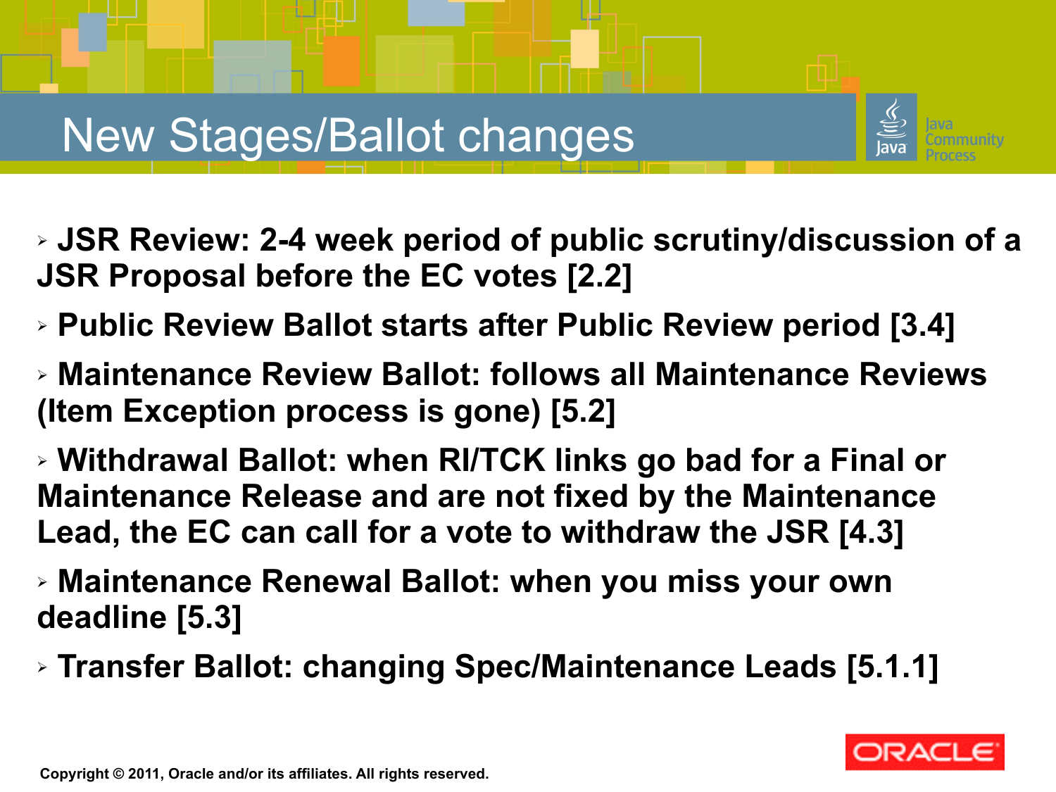# New Stages/Ballot changes

- **JSR Review: 2-4 week period of public scrutiny/discussion of a JSR Proposal before the EC votes [2.2]**
- **Public Review Ballot starts after Public Review period [3.4]**
- **Maintenance Review Ballot: follows all Maintenance Reviews (Item Exception process is gone) [5.2]**
- **Withdrawal Ballot: when RI/TCK links go bad for a Final or Maintenance Release and are not fixed by the Maintenance Lead, the EC can call for a vote to withdraw the JSR [4.3]**
- **Maintenance Renewal Ballot: when you miss your own deadline [5.3]**
- **Transfer Ballot: changing Spec/Maintenance Leads [5.1.1]**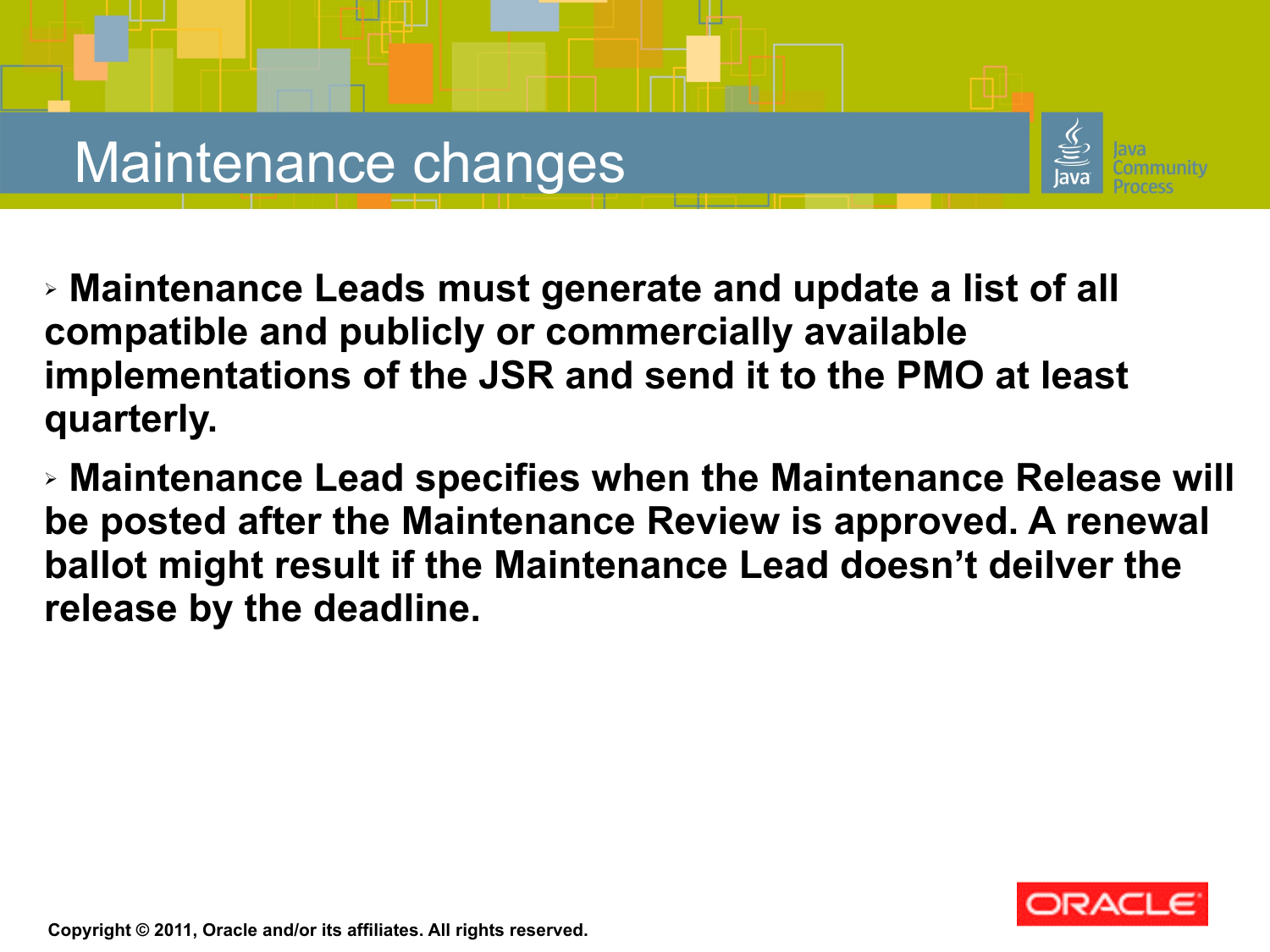# Maintenance changes

- **Maintenance Leads must generate and update a list of all compatible and publicly or commercially available implementations of the JSR and send it to the PMO at least quarterly.**
- **Maintenance Lead specifies when the Maintenance Release will be posted after the Maintenance Review is approved. A renewal ballot might result if the Maintenance Lead doesn't deilver the release by the deadline.**

**Copyright © 2011, Oracle and/or its affiliates. All rights reserved.**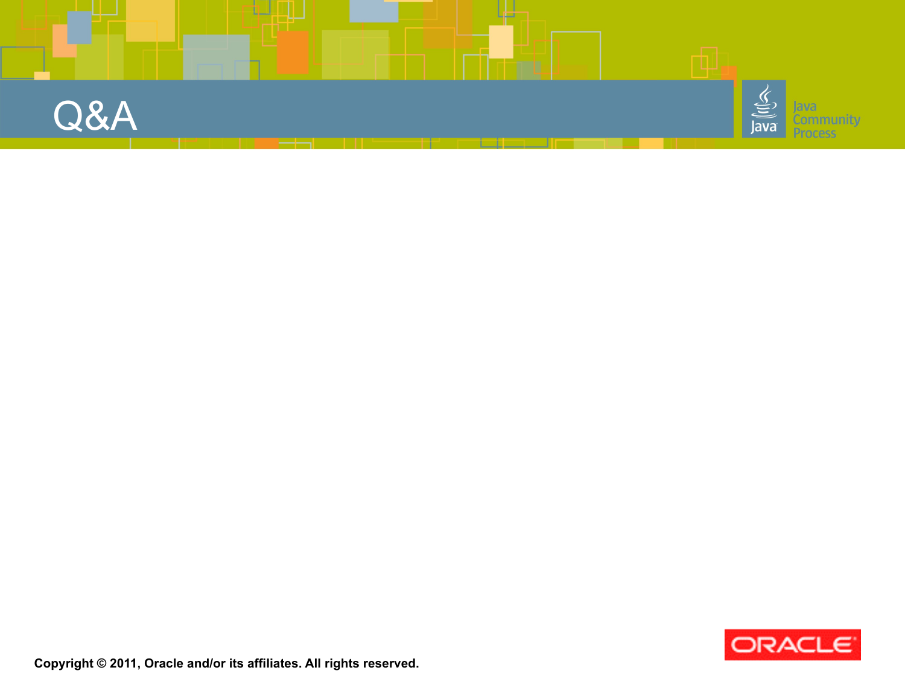# Q&A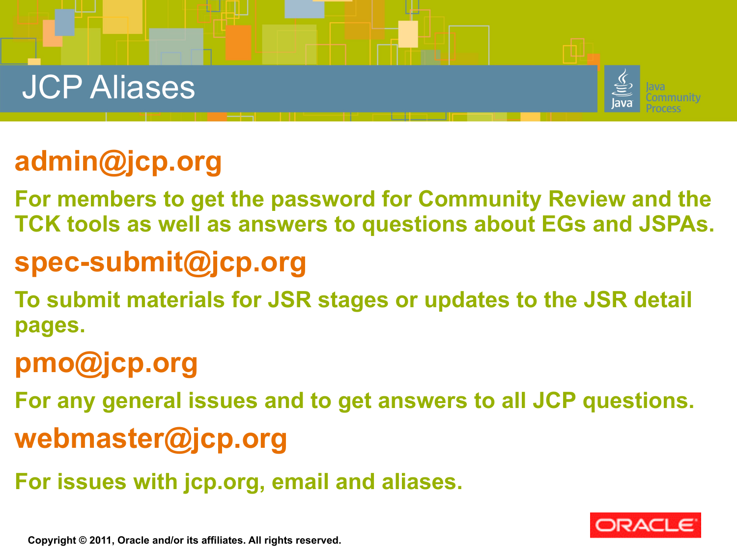# JCP Aliases

## admin@jcp.org

For members to get the password for Community Review and the TCK tools as well as answers to questions about EGs and JSPAs.

## spec-submit@jcp.org

To submit materials for JSR stages or updates to the JSR detail pages.

## pmo@jcp.org

For any general issues and to get answers to all JCP questions.

## webmaster@jcp.org

For issues with jcp.org, email and aliases.